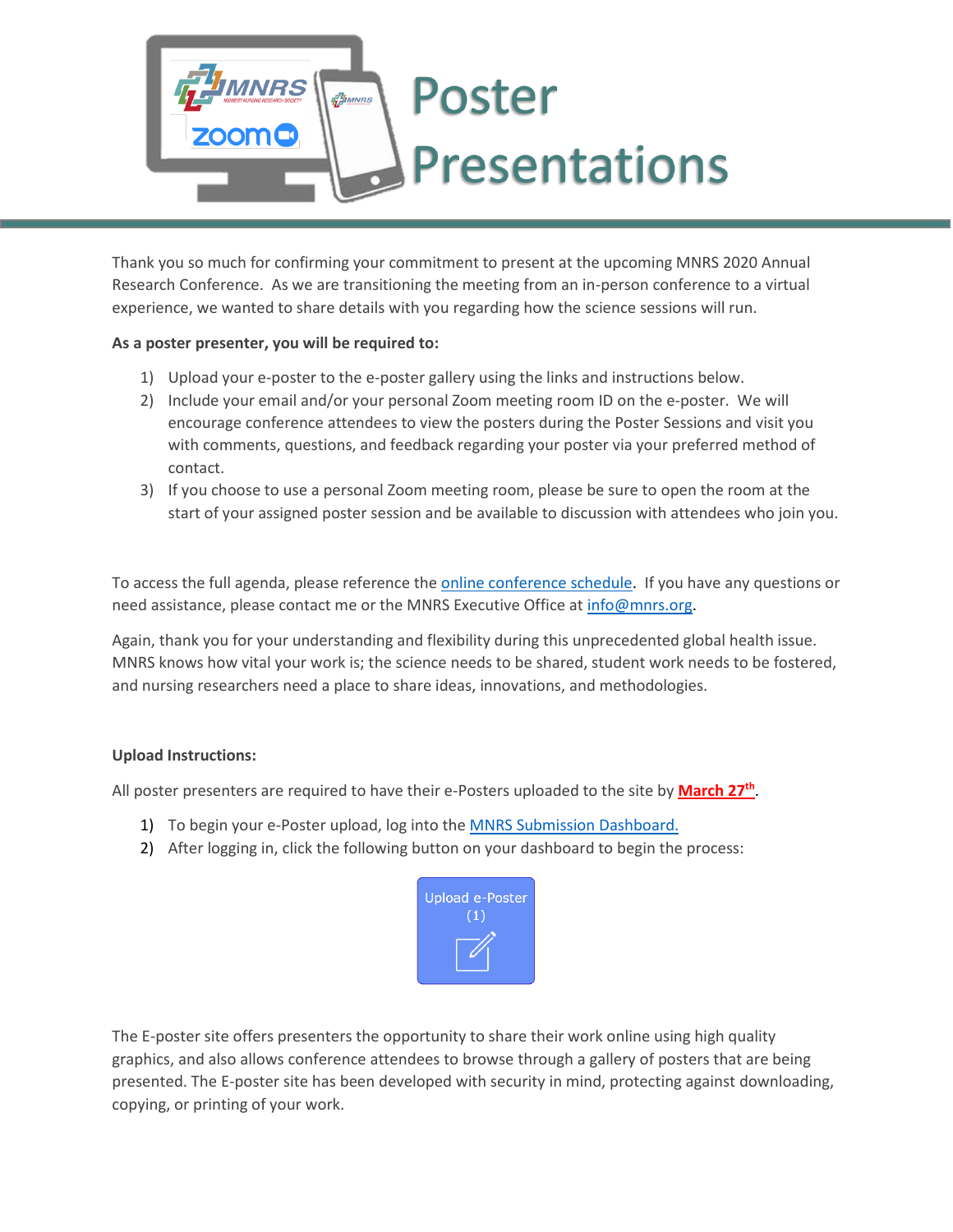# Poster Presentations

Thank you so much for confirming your commitment to present at the upcoming MNRS 2020 Annual Research Conference. As we are transitioning the meeting from an in-person conference to a virtual experience, we wanted to share details with you regarding how the science sessions will run.

**As a poster presenter, you will be required to:**

1) Upload your e-poster to the e-poster gallery using the links and instructions below.
2) Include your email and/or your personal Zoom meeting room ID on the e-poster. We will encourage conference attendees to view the posters during the Poster Sessions and visit you with comments, questions, and feedback regarding your poster via your preferred method of contact.
3) If you choose to use a personal Zoom meeting room, please be sure to open the room at the start of your assigned poster session and be available to discussion with attendees who join you.

To access the full agenda, please reference the online conference schedule. If you have any questions or need assistance, please contact me or the MNRS Executive Office at info@mnrs.org.

Again, thank you for your understanding and flexibility during this unprecedented global health issue. MNRS knows how vital your work is; the science needs to be shared, student work needs to be fostered, and nursing researchers need a place to share ideas, innovations, and methodologies.

**Upload Instructions:**

All poster presenters are required to have their e-Posters uploaded to the site by **March 27th**.

1) To begin your e-Poster upload, log into the MNRS Submission Dashboard.
2) After logging in, click the following button on your dashboard to begin the process:

Upload e-Poster (1)

The E-poster site offers presenters the opportunity to share their work online using high quality graphics, and also allows conference attendees to browse through a gallery of posters that are being presented. The E-poster site has been developed with security in mind, protecting against downloading, copying, or printing of your work.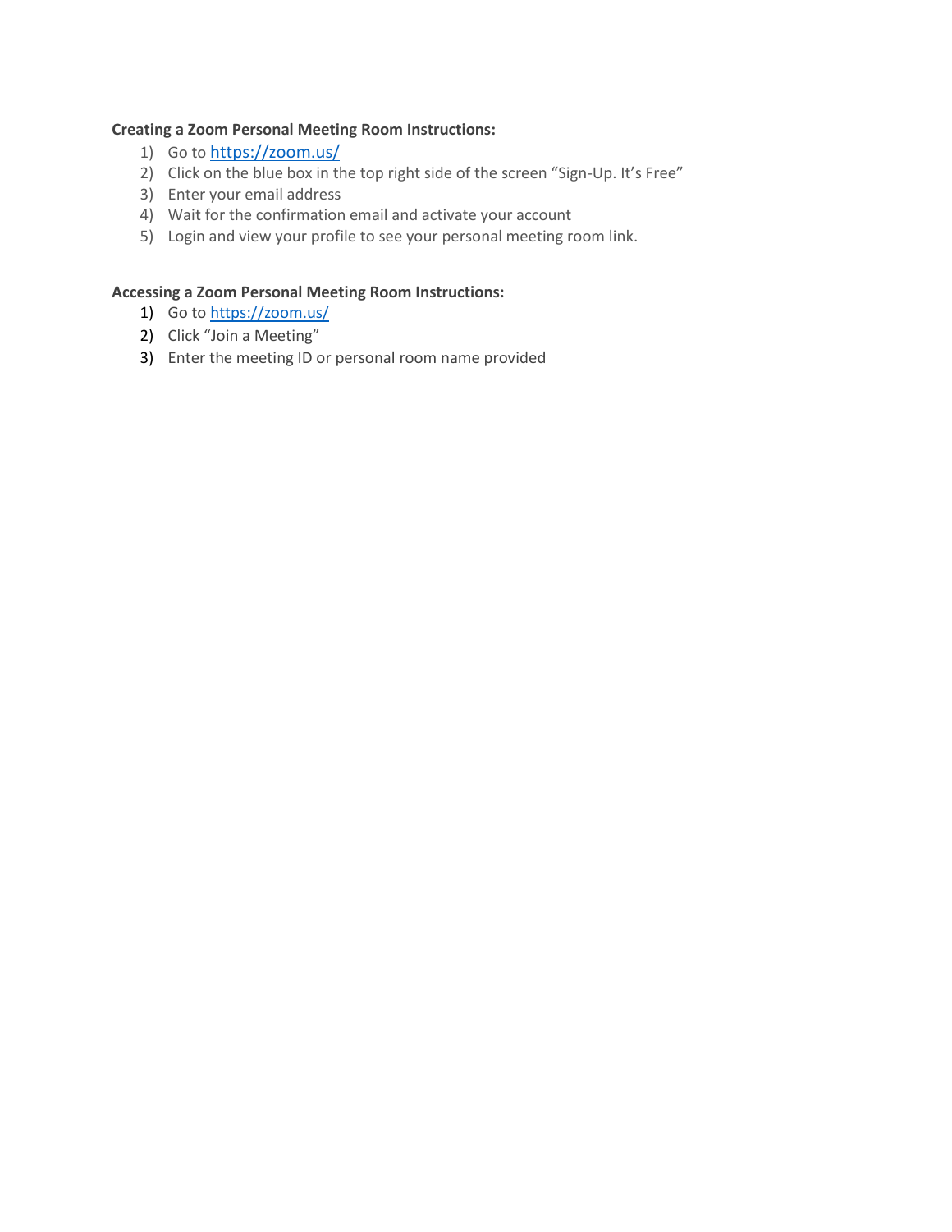**Creating a Zoom Personal Meeting Room Instructions:**

1) Go to https://zoom.us/
2) Click on the blue box in the top right side of the screen “Sign-Up. It’s Free”
3) Enter your email address
4) Wait for the confirmation email and activate your account
5) Login and view your profile to see your personal meeting room link.

**Accessing a Zoom Personal Meeting Room Instructions:**

1) Go to https://zoom.us/
2) Click “Join a Meeting”
3) Enter the meeting ID or personal room name provided